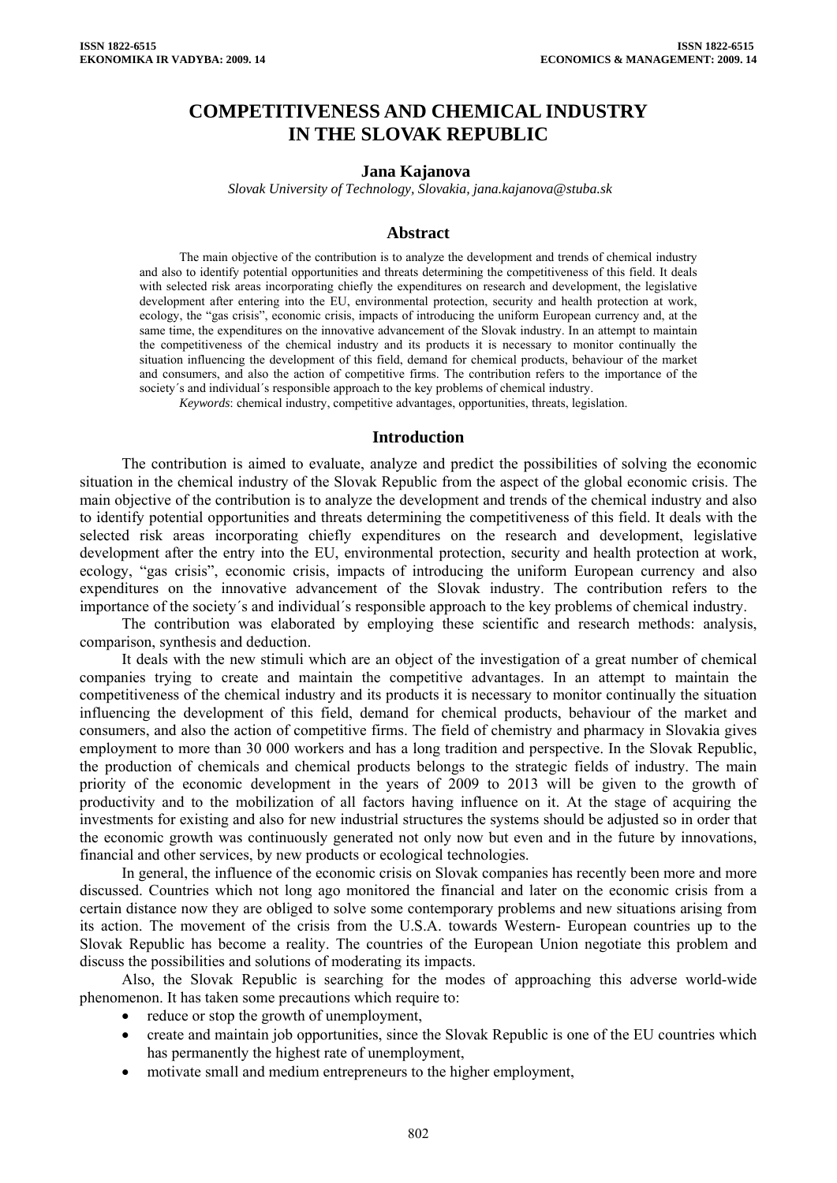# COMPETITIVENESS AND CHEMICAL INDUSTRY IN THE SLOVAK REPUBLIC

**Jana Kajanova**

*Slovak University of Technology, Slovakia, jana.kajanova@stuba.sk*

## Abstract

The main objective of the contribution is to analyze the development and trends of chemical industry and also to identify potential opportunities and threats determining the competitiveness of this field. It deals with selected risk areas incorporating chiefly the expenditures on research and development, the legislative development after entering into the EU, environmental protection, security and health protection at work, ecology, the "gas crisis", economic crisis, impacts of introducing the uniform European currency and, at the same time, the expenditures on the innovative advancement of the Slovak industry. In an attempt to maintain the competitiveness of the chemical industry and its products it is necessary to monitor continually the situation influencing the development of this field, demand for chemical products, behaviour of the market and consumers, and also the action of competitive firms. The contribution refers to the importance of the society´s and individual´s responsible approach to the key problems of chemical industry.

*Keywords*: chemical industry, competitive advantages, opportunities, threats, legislation.

## Introduction

The contribution is aimed to evaluate, analyze and predict the possibilities of solving the economic situation in the chemical industry of the Slovak Republic from the aspect of the global economic crisis. The main objective of the contribution is to analyze the development and trends of the chemical industry and also to identify potential opportunities and threats determining the competitiveness of this field. It deals with the selected risk areas incorporating chiefly expenditures on the research and development, legislative development after the entry into the EU, environmental protection, security and health protection at work, ecology, "gas crisis", economic crisis, impacts of introducing the uniform European currency and also expenditures on the innovative advancement of the Slovak industry. The contribution refers to the importance of the society´s and individual´s responsible approach to the key problems of chemical industry.

The contribution was elaborated by employing these scientific and research methods: analysis, comparison, synthesis and deduction.

It deals with the new stimuli which are an object of the investigation of a great number of chemical companies trying to create and maintain the competitive advantages. In an attempt to maintain the competitiveness of the chemical industry and its products it is necessary to monitor continually the situation influencing the development of this field, demand for chemical products, behaviour of the market and consumers, and also the action of competitive firms. The field of chemistry and pharmacy in Slovakia gives employment to more than 30 000 workers and has a long tradition and perspective. In the Slovak Republic, the production of chemicals and chemical products belongs to the strategic fields of industry. The main priority of the economic development in the years of 2009 to 2013 will be given to the growth of productivity and to the mobilization of all factors having influence on it. At the stage of acquiring the investments for existing and also for new industrial structures the systems should be adjusted so in order that the economic growth was continuously generated not only now but even and in the future by innovations, financial and other services, by new products or ecological technologies.

In general, the influence of the economic crisis on Slovak companies has recently been more and more discussed. Countries which not long ago monitored the financial and later on the economic crisis from a certain distance now they are obliged to solve some contemporary problems and new situations arising from its action. The movement of the crisis from the U.S.A. towards Western- European countries up to the Slovak Republic has become a reality. The countries of the European Union negotiate this problem and discuss the possibilities and solutions of moderating its impacts.

Also, the Slovak Republic is searching for the modes of approaching this adverse world-wide phenomenon. It has taken some precautions which require to:

- reduce or stop the growth of unemployment,
- create and maintain job opportunities, since the Slovak Republic is one of the EU countries which has permanently the highest rate of unemployment,
- motivate small and medium entrepreneurs to the higher employment,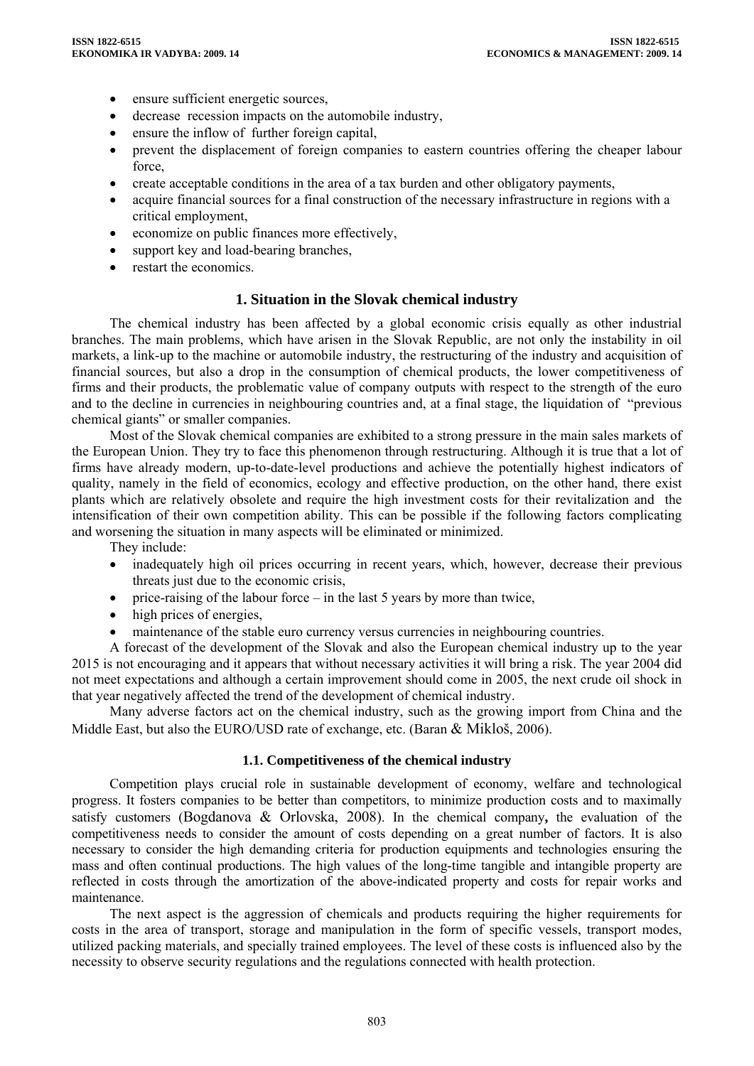- ensure sufficient energetic sources,
- decrease recession impacts on the automobile industry,
- ensure the inflow of further foreign capital,
- prevent the displacement of foreign companies to eastern countries offering the cheaper labour force,
- create acceptable conditions in the area of a tax burden and other obligatory payments,
- acquire financial sources for a final construction of the necessary infrastructure in regions with a critical employment,
- economize on public finances more effectively,
- support key and load-bearing branches,
- restart the economics.

## 1. Situation in the Slovak chemical industry

The chemical industry has been affected by a global economic crisis equally as other industrial branches. The main problems, which have arisen in the Slovak Republic, are not only the instability in oil markets, a link-up to the machine or automobile industry, the restructuring of the industry and acquisition of financial sources, but also a drop in the consumption of chemical products, the lower competitiveness of firms and their products, the problematic value of company outputs with respect to the strength of the euro and to the decline in currencies in neighbouring countries and, at a final stage, the liquidation of "previous chemical giants" or smaller companies.

Most of the Slovak chemical companies are exhibited to a strong pressure in the main sales markets of the European Union. They try to face this phenomenon through restructuring. Although it is true that a lot of firms have already modern, up-to-date-level productions and achieve the potentially highest indicators of quality, namely in the field of economics, ecology and effective production, on the other hand, there exist plants which are relatively obsolete and require the high investment costs for their revitalization and the intensification of their own competition ability. This can be possible if the following factors complicating and worsening the situation in many aspects will be eliminated or minimized.

They include:

- inadequately high oil prices occurring in recent years, which, however, decrease their previous threats just due to the economic crisis,
- price-raising of the labour force – in the last 5 years by more than twice,
- high prices of energies,
- maintenance of the stable euro currency versus currencies in neighbouring countries.

A forecast of the development of the Slovak and also the European chemical industry up to the year 2015 is not encouraging and it appears that without necessary activities it will bring a risk. The year 2004 did not meet expectations and although a certain improvement should come in 2005, the next crude oil shock in that year negatively affected the trend of the development of chemical industry.

Many adverse factors act on the chemical industry, such as the growing import from China and the Middle East, but also the EURO/USD rate of exchange, etc. (Baran & Mikloš, 2006).

### 1.1. Competitiveness of the chemical industry

Competition plays crucial role in sustainable development of economy, welfare and technological progress. It fosters companies to be better than competitors, to minimize production costs and to maximally satisfy customers (Bogdanova & Orlovska, 2008). In the chemical company**,** the evaluation of the competitiveness needs to consider the amount of costs depending on a great number of factors. It is also necessary to consider the high demanding criteria for production equipments and technologies ensuring the mass and often continual productions. The high values of the long-time tangible and intangible property are reflected in costs through the amortization of the above-indicated property and costs for repair works and maintenance.

The next aspect is the aggression of chemicals and products requiring the higher requirements for costs in the area of transport, storage and manipulation in the form of specific vessels, transport modes, utilized packing materials, and specially trained employees. The level of these costs is influenced also by the necessity to observe security regulations and the regulations connected with health protection.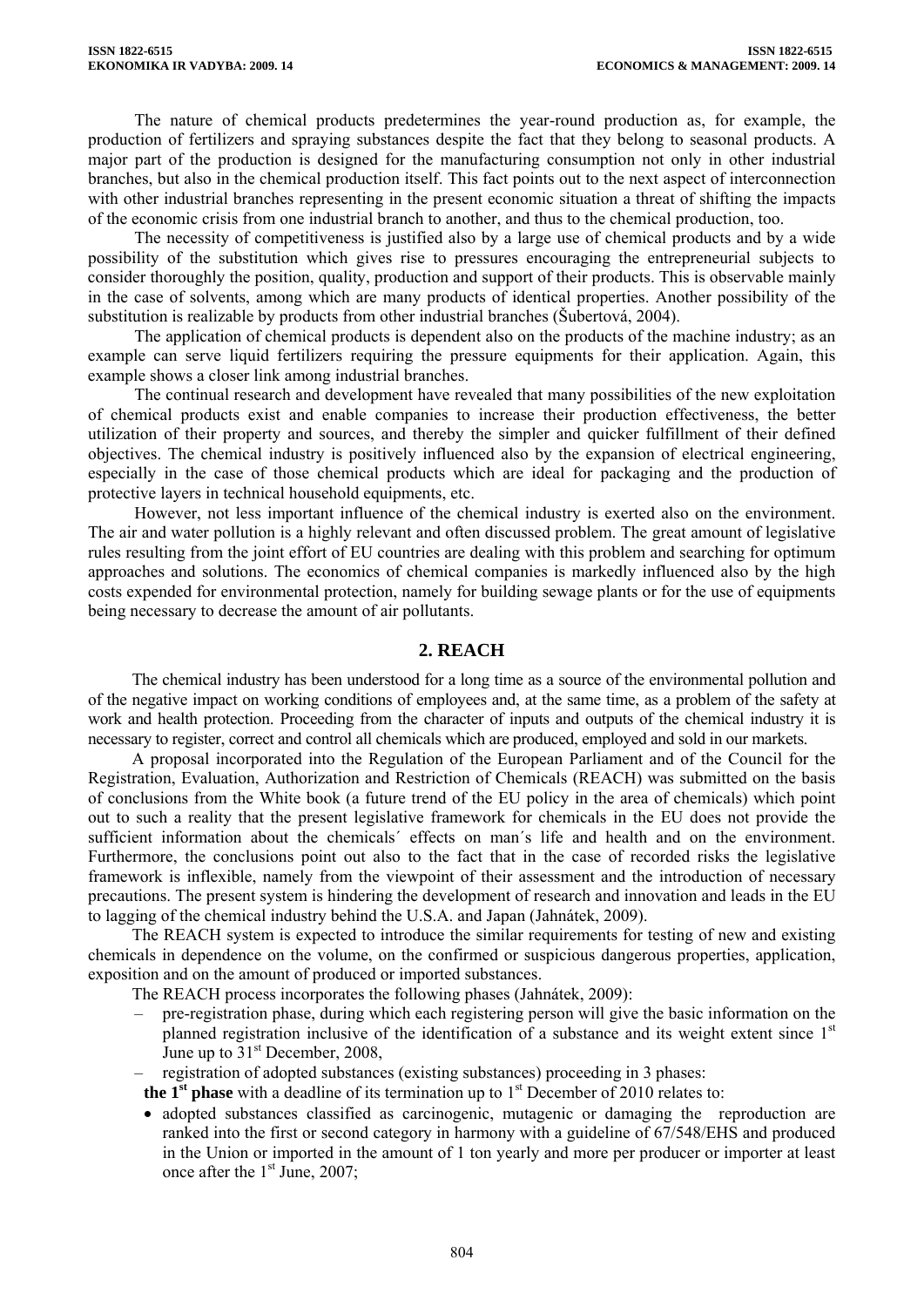The nature of chemical products predetermines the year-round production as, for example, the production of fertilizers and spraying substances despite the fact that they belong to seasonal products. A major part of the production is designed for the manufacturing consumption not only in other industrial branches, but also in the chemical production itself. This fact points out to the next aspect of interconnection with other industrial branches representing in the present economic situation a threat of shifting the impacts of the economic crisis from one industrial branch to another, and thus to the chemical production, too.

The necessity of competitiveness is justified also by a large use of chemical products and by a wide possibility of the substitution which gives rise to pressures encouraging the entrepreneurial subjects to consider thoroughly the position, quality, production and support of their products. This is observable mainly in the case of solvents, among which are many products of identical properties. Another possibility of the substitution is realizable by products from other industrial branches (Šubertová, 2004).

The application of chemical products is dependent also on the products of the machine industry; as an example can serve liquid fertilizers requiring the pressure equipments for their application. Again, this example shows a closer link among industrial branches.

The continual research and development have revealed that many possibilities of the new exploitation of chemical products exist and enable companies to increase their production effectiveness, the better utilization of their property and sources, and thereby the simpler and quicker fulfillment of their defined objectives. The chemical industry is positively influenced also by the expansion of electrical engineering, especially in the case of those chemical products which are ideal for packaging and the production of protective layers in technical household equipments, etc.

However, not less important influence of the chemical industry is exerted also on the environment. The air and water pollution is a highly relevant and often discussed problem. The great amount of legislative rules resulting from the joint effort of EU countries are dealing with this problem and searching for optimum approaches and solutions. The economics of chemical companies is markedly influenced also by the high costs expended for environmental protection, namely for building sewage plants or for the use of equipments being necessary to decrease the amount of air pollutants.

## 2. REACH

The chemical industry has been understood for a long time as a source of the environmental pollution and of the negative impact on working conditions of employees and, at the same time, as a problem of the safety at work and health protection. Proceeding from the character of inputs and outputs of the chemical industry it is necessary to register, correct and control all chemicals which are produced, employed and sold in our markets.

A proposal incorporated into the Regulation of the European Parliament and of the Council for the Registration, Evaluation, Authorization and Restriction of Chemicals (REACH) was submitted on the basis of conclusions from the White book (a future trend of the EU policy in the area of chemicals) which point out to such a reality that the present legislative framework for chemicals in the EU does not provide the sufficient information about the chemicals´ effects on man´s life and health and on the environment. Furthermore, the conclusions point out also to the fact that in the case of recorded risks the legislative framework is inflexible, namely from the viewpoint of their assessment and the introduction of necessary precautions. The present system is hindering the development of research and innovation and leads in the EU to lagging of the chemical industry behind the U.S.A. and Japan (Jahnátek, 2009).

The REACH system is expected to introduce the similar requirements for testing of new and existing chemicals in dependence on the volume, on the confirmed or suspicious dangerous properties, application, exposition and on the amount of produced or imported substances.

The REACH process incorporates the following phases (Jahnátek, 2009):

– pre-registration phase, during which each registering person will give the basic information on the planned registration inclusive of the identification of a substance and its weight extent since 1st June up to 31st December, 2008,

– registration of adopted substances (existing substances) proceeding in 3 phases:

**the 1st phase** with a deadline of its termination up to 1st December of 2010 relates to:

- adopted substances classified as carcinogenic, mutagenic or damaging the reproduction are ranked into the first or second category in harmony with a guideline of 67/548/EHS and produced in the Union or imported in the amount of 1 ton yearly and more per producer or importer at least once after the 1st June, 2007;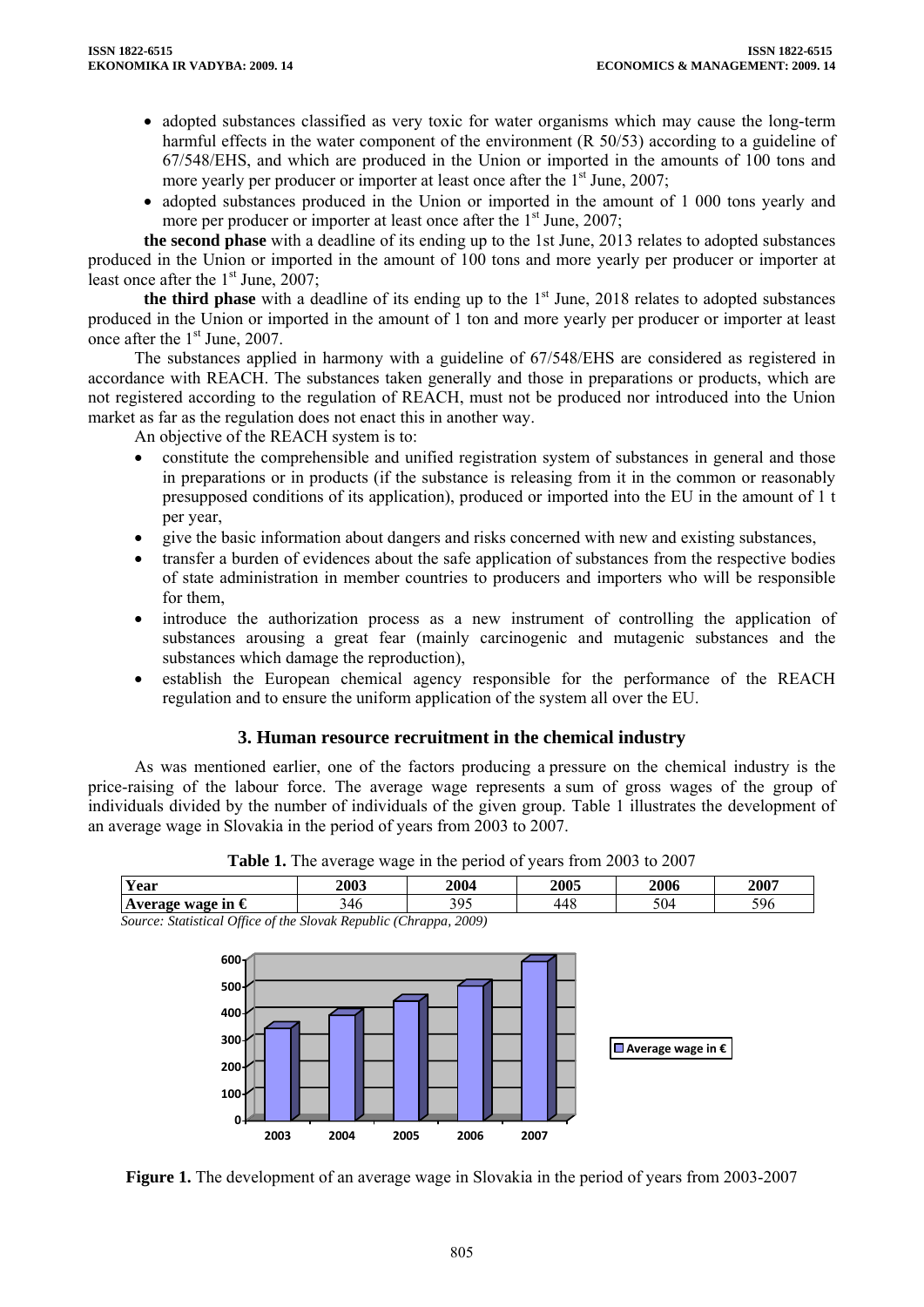- adopted substances classified as very toxic for water organisms which may cause the long-term harmful effects in the water component of the environment (R 50/53) according to a guideline of 67/548/EHS, and which are produced in the Union or imported in the amounts of 100 tons and more yearly per producer or importer at least once after the 1st June, 2007;
- adopted substances produced in the Union or imported in the amount of 1 000 tons yearly and more per producer or importer at least once after the 1st June, 2007;

**the second phase** with a deadline of its ending up to the 1st June, 2013 relates to adopted substances produced in the Union or imported in the amount of 100 tons and more yearly per producer or importer at least once after the 1st June, 2007;

**the third phase** with a deadline of its ending up to the 1st June, 2018 relates to adopted substances produced in the Union or imported in the amount of 1 ton and more yearly per producer or importer at least once after the 1st June, 2007.

The substances applied in harmony with a guideline of 67/548/EHS are considered as registered in accordance with REACH. The substances taken generally and those in preparations or products, which are not registered according to the regulation of REACH, must not be produced nor introduced into the Union market as far as the regulation does not enact this in another way.

An objective of the REACH system is to:

- constitute the comprehensible and unified registration system of substances in general and those in preparations or in products (if the substance is releasing from it in the common or reasonably presupposed conditions of its application), produced or imported into the EU in the amount of 1 t per year,
- give the basic information about dangers and risks concerned with new and existing substances,
- transfer a burden of evidences about the safe application of substances from the respective bodies of state administration in member countries to producers and importers who will be responsible for them,
- introduce the authorization process as a new instrument of controlling the application of substances arousing a great fear (mainly carcinogenic and mutagenic substances and the substances which damage the reproduction),
- establish the European chemical agency responsible for the performance of the REACH regulation and to ensure the uniform application of the system all over the EU.

## 3. Human resource recruitment in the chemical industry

As was mentioned earlier, one of the factors producing a pressure on the chemical industry is the price-raising of the labour force. The average wage represents a sum of gross wages of the group of individuals divided by the number of individuals of the given group. Table 1 illustrates the development of an average wage in Slovakia in the period of years from 2003 to 2007.

**Table 1.** The average wage in the period of years from 2003 to 2007

| Year | 2003 | 2004 | 2005 | 2006 | 2007 |
|---|---|---|---|---|---|
| Average wage in € | 346 | 395 | 448 | 504 | 596 |

*Source: Statistical Office of the Slovak Republic (Chrappa, 2009)*

600
500
400
300
200
100
0
2003 2004 2005 2006 2007
Average wage in €

**Figure 1.** The development of an average wage in Slovakia in the period of years from 2003-2007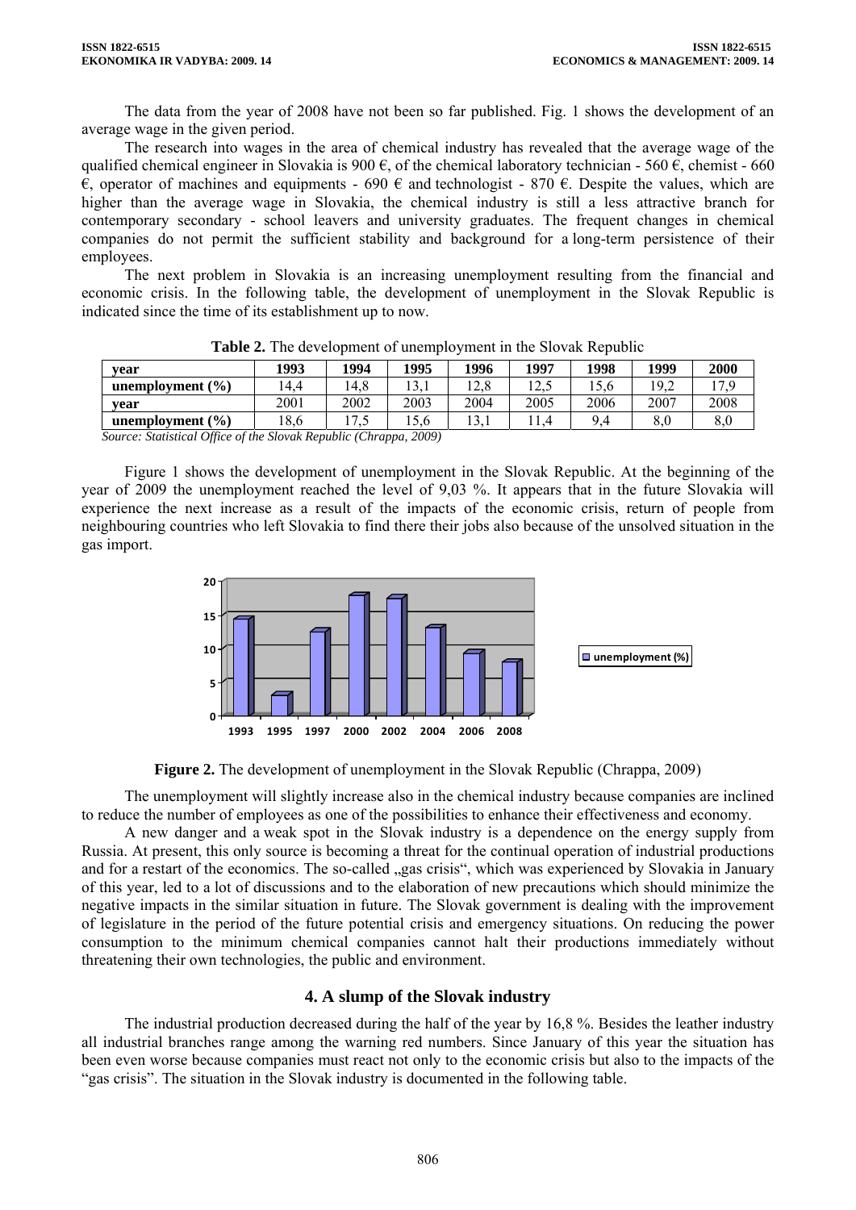The data from the year of 2008 have not been so far published. Fig. 1 shows the development of an average wage in the given period.

The research into wages in the area of chemical industry has revealed that the average wage of the qualified chemical engineer in Slovakia is 900 €, of the chemical laboratory technician - 560 €, chemist - 660 €, operator of machines and equipments - 690 € and technologist - 870 €. Despite the values, which are higher than the average wage in Slovakia, the chemical industry is still a less attractive branch for contemporary secondary - school leavers and university graduates. The frequent changes in chemical companies do not permit the sufficient stability and background for a long-term persistence of their employees.

The next problem in Slovakia is an increasing unemployment resulting from the financial and economic crisis. In the following table, the development of unemployment in the Slovak Republic is indicated since the time of its establishment up to now.

**Table 2.** The development of unemployment in the Slovak Republic

| **year** | **1993** | **1994** | **1995** | **1996** | **1997** | **1998** | **1999** | **2000** |
|---|---|---|---|---|---|---|---|---|
| **unemployment (%)** | 14,4 | 14,8 | 13,1 | 12,8 | 12,5 | 15,6 | 19,2 | 17,9 |
| **year** | 2001 | 2002 | 2003 | 2004 | 2005 | 2006 | 2007 | 2008 |
| **unemployment (%)** | 18,6 | 17,5 | 15,6 | 13,1 | 11,4 | 9,4 | 8,0 | 8,0 |

*Source: Statistical Office of the Slovak Republic (Chrappa, 2009)*

Figure 1 shows the development of unemployment in the Slovak Republic. At the beginning of the year of 2009 the unemployment reached the level of 9,03 %. It appears that in the future Slovakia will experience the next increase as a result of the impacts of the economic crisis, return of people from neighbouring countries who left Slovakia to find there their jobs also because of the unsolved situation in the gas import.

20
15
10
5
0
1993 1995 1997 2000 2002 2004 2006 2008
unemployment (%)

**Figure 2.** The development of unemployment in the Slovak Republic (Chrappa, 2009)

The unemployment will slightly increase also in the chemical industry because companies are inclined to reduce the number of employees as one of the possibilities to enhance their effectiveness and economy.

A new danger and a weak spot in the Slovak industry is a dependence on the energy supply from Russia. At present, this only source is becoming a threat for the continual operation of industrial productions and for a restart of the economics. The so-called „gas crisis", which was experienced by Slovakia in January of this year, led to a lot of discussions and to the elaboration of new precautions which should minimize the negative impacts in the similar situation in future. The Slovak government is dealing with the improvement of legislature in the period of the future potential crisis and emergency situations. On reducing the power consumption to the minimum chemical companies cannot halt their productions immediately without threatening their own technologies, the public and environment.

## 4. A slump of the Slovak industry

The industrial production decreased during the half of the year by 16,8 %. Besides the leather industry all industrial branches range among the warning red numbers. Since January of this year the situation has been even worse because companies must react not only to the economic crisis but also to the impacts of the "gas crisis". The situation in the Slovak industry is documented in the following table.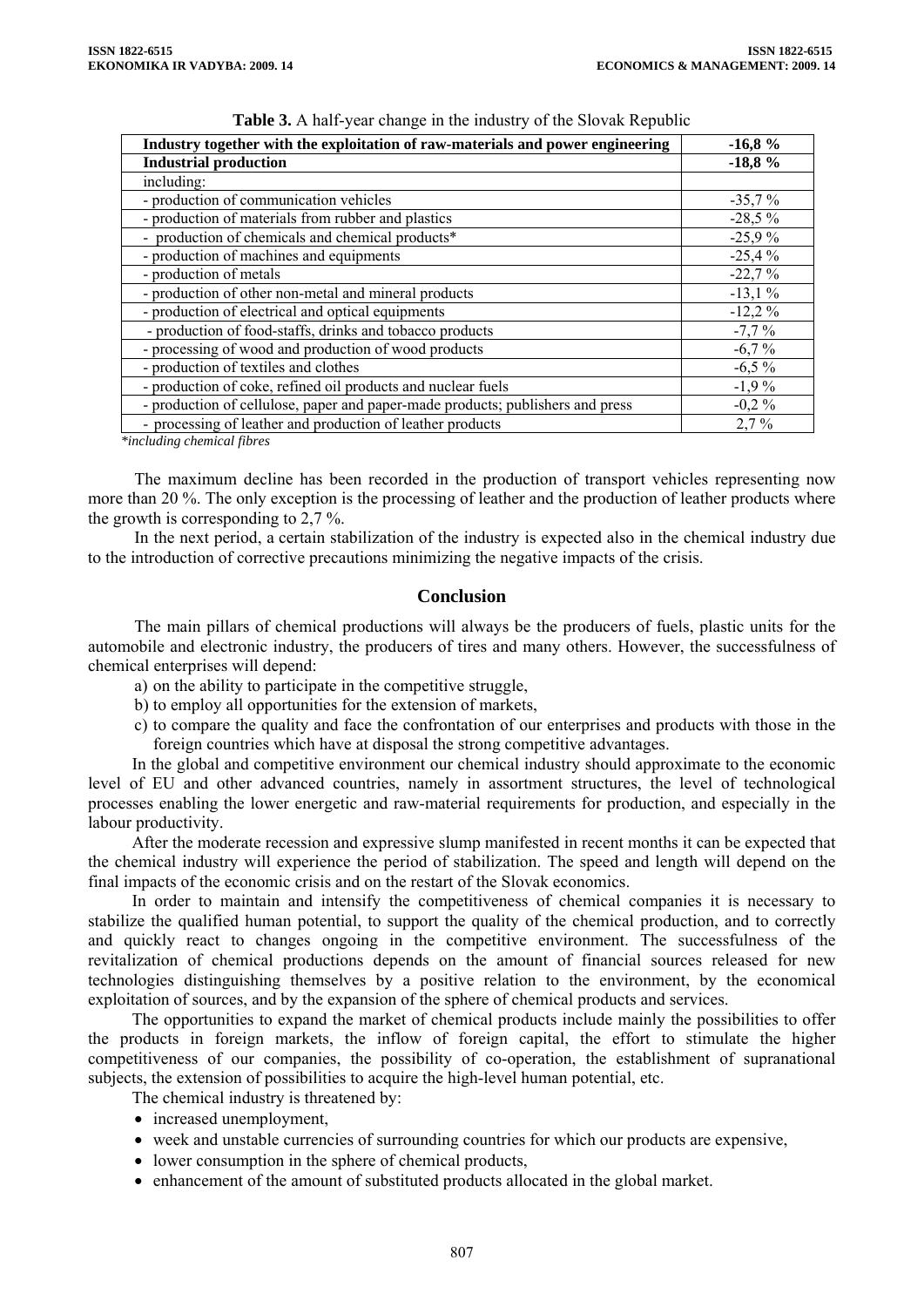**Table 3.** A half-year change in the industry of the Slovak Republic

| | |
|---|---|
| **Industry together with the exploitation of raw-materials and power engineering** | **-16,8 %** |
| **Industrial production** | **-18,8 %** |
| including: | |
| - production of communication vehicles | -35,7 % |
| - production of materials from rubber and plastics | -28,5 % |
| - production of chemicals and chemical products* | -25,9 % |
| - production of machines and equipments | -25,4 % |
| - production of metals | -22,7 % |
| - production of other non-metal and mineral products | -13,1 % |
| - production of electrical and optical equipments | -12,2 % |
| - production of food-staffs, drinks and tobacco products | -7,7 % |
| - processing of wood and production of wood products | -6,7 % |
| - production of textiles and clothes | -6,5 % |
| - production of coke, refined oil products and nuclear fuels | -1,9 % |
| - production of cellulose, paper and paper-made products; publishers and press | -0,2 % |
| - processing of leather and production of leather products | 2,7 % |

*\*including chemical fibres*

The maximum decline has been recorded in the production of transport vehicles representing now more than 20 %. The only exception is the processing of leather and the production of leather products where the growth is corresponding to 2,7 %.

In the next period, a certain stabilization of the industry is expected also in the chemical industry due to the introduction of corrective precautions minimizing the negative impacts of the crisis.

## Conclusion

The main pillars of chemical productions will always be the producers of fuels, plastic units for the automobile and electronic industry, the producers of tires and many others. However, the successfulness of chemical enterprises will depend:

a) on the ability to participate in the competitive struggle,
b) to employ all opportunities for the extension of markets,
c) to compare the quality and face the confrontation of our enterprises and products with those in the foreign countries which have at disposal the strong competitive advantages.

In the global and competitive environment our chemical industry should approximate to the economic level of EU and other advanced countries, namely in assortment structures, the level of technological processes enabling the lower energetic and raw-material requirements for production, and especially in the labour productivity.

After the moderate recession and expressive slump manifested in recent months it can be expected that the chemical industry will experience the period of stabilization. The speed and length will depend on the final impacts of the economic crisis and on the restart of the Slovak economics.

In order to maintain and intensify the competitiveness of chemical companies it is necessary to stabilize the qualified human potential, to support the quality of the chemical production, and to correctly and quickly react to changes ongoing in the competitive environment. The successfulness of the revitalization of chemical productions depends on the amount of financial sources released for new technologies distinguishing themselves by a positive relation to the environment, by the economical exploitation of sources, and by the expansion of the sphere of chemical products and services.

The opportunities to expand the market of chemical products include mainly the possibilities to offer the products in foreign markets, the inflow of foreign capital, the effort to stimulate the higher competitiveness of our companies, the possibility of co-operation, the establishment of supranational subjects, the extension of possibilities to acquire the high-level human potential, etc.

The chemical industry is threatened by:

- increased unemployment,
- week and unstable currencies of surrounding countries for which our products are expensive,
- lower consumption in the sphere of chemical products,
- enhancement of the amount of substituted products allocated in the global market.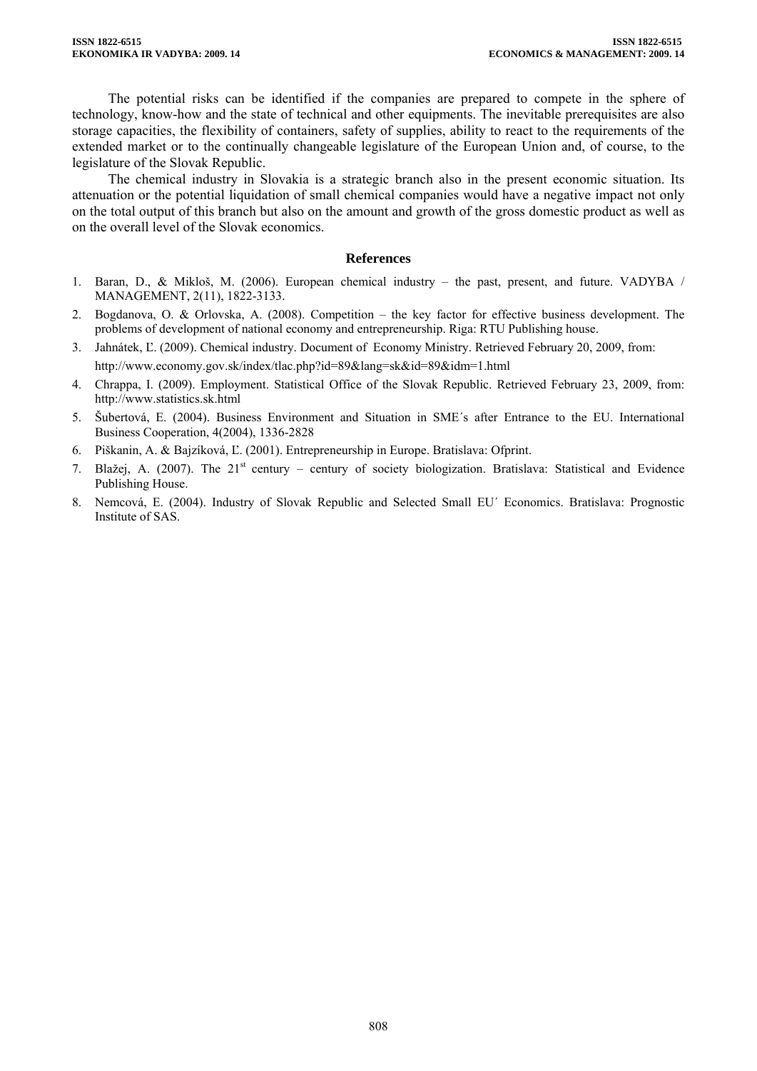The potential risks can be identified if the companies are prepared to compete in the sphere of technology, know-how and the state of technical and other equipments. The inevitable prerequisites are also storage capacities, the flexibility of containers, safety of supplies, ability to react to the requirements of the extended market or to the continually changeable legislature of the European Union and, of course, to the legislature of the Slovak Republic.

The chemical industry in Slovakia is a strategic branch also in the present economic situation. Its attenuation or the potential liquidation of small chemical companies would have a negative impact not only on the total output of this branch but also on the amount and growth of the gross domestic product as well as on the overall level of the Slovak economics.

## References

1. Baran, D., & Mikloš, M. (2006). European chemical industry – the past, present, and future. VADYBA / MANAGEMENT, 2(11), 1822-3133.
2. Bogdanova, O. & Orlovska, A. (2008). Competition – the key factor for effective business development. The problems of development of national economy and entrepreneurship. Riga: RTU Publishing house.
3. Jahnátek, Ľ. (2009). Chemical industry. Document of Economy Ministry. Retrieved February 20, 2009, from: http://www.economy.gov.sk/index/tlac.php?id=89&lang=sk&id=89&idm=1.html
4. Chrappa, I. (2009). Employment. Statistical Office of the Slovak Republic. Retrieved February 23, 2009, from: http://www.statistics.sk.html
5. Šubertová, E. (2004). Business Environment and Situation in SME´s after Entrance to the EU. International Business Cooperation, 4(2004), 1336-2828
6. Piškanin, A. & Bajzíková, Ľ. (2001). Entrepreneurship in Europe. Bratislava: Ofprint.
7. Blažej, A. (2007). The 21st century – century of society biologization. Bratislava: Statistical and Evidence Publishing House.
8. Nemcová, E. (2004). Industry of Slovak Republic and Selected Small EU´ Economics. Bratislava: Prognostic Institute of SAS.